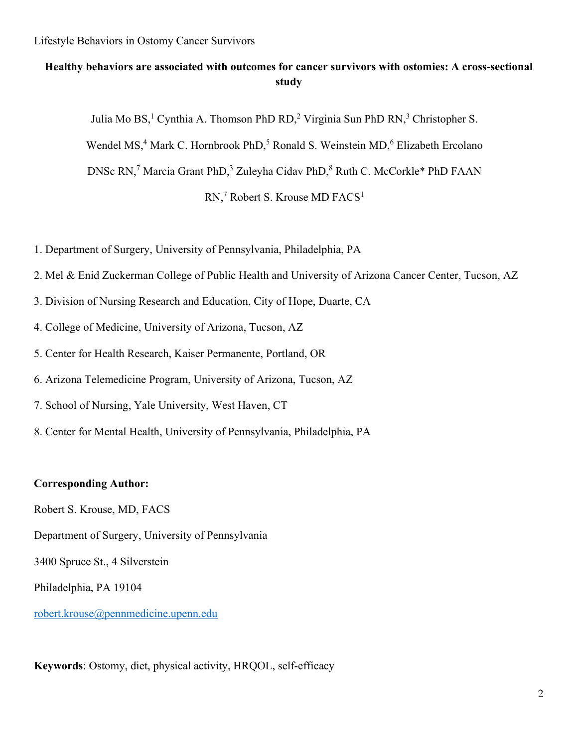# Healthy behaviors are associated with outcomes for cancer survivors with ostomies: A cross-sectional study

Julia Mo BS,[1] Cynthia A. Thomson PhD RD,[2] Virginia Sun PhD RN,[3] Christopher S. Wendel MS,[4] Mark C. Hornbrook PhD,[5] Ronald S. Weinstein MD,[6] Elizabeth Ercolano DNSc RN,[7] Marcia Grant PhD,[3] Zuleyha Cidav PhD,[8] Ruth C. McCorkle* PhD FAAN RN,[7] Robert S. Krouse MD FACS[1]

1. Department of Surgery, University of Pennsylvania, Philadelphia, PA
2. Mel & Enid Zuckerman College of Public Health and University of Arizona Cancer Center, Tucson, AZ
3. Division of Nursing Research and Education, City of Hope, Duarte, CA
4. College of Medicine, University of Arizona, Tucson, AZ
5. Center for Health Research, Kaiser Permanente, Portland, OR
6. Arizona Telemedicine Program, University of Arizona, Tucson, AZ
7. School of Nursing, Yale University, West Haven, CT
8. Center for Mental Health, University of Pennsylvania, Philadelphia, PA

**Corresponding Author:**

Robert S. Krouse, MD, FACS

Department of Surgery, University of Pennsylvania

3400 Spruce St., 4 Silverstein

Philadelphia, PA 19104

robert.krouse@pennmedicine.upenn.edu

**Keywords**: Ostomy, diet, physical activity, HRQOL, self-efficacy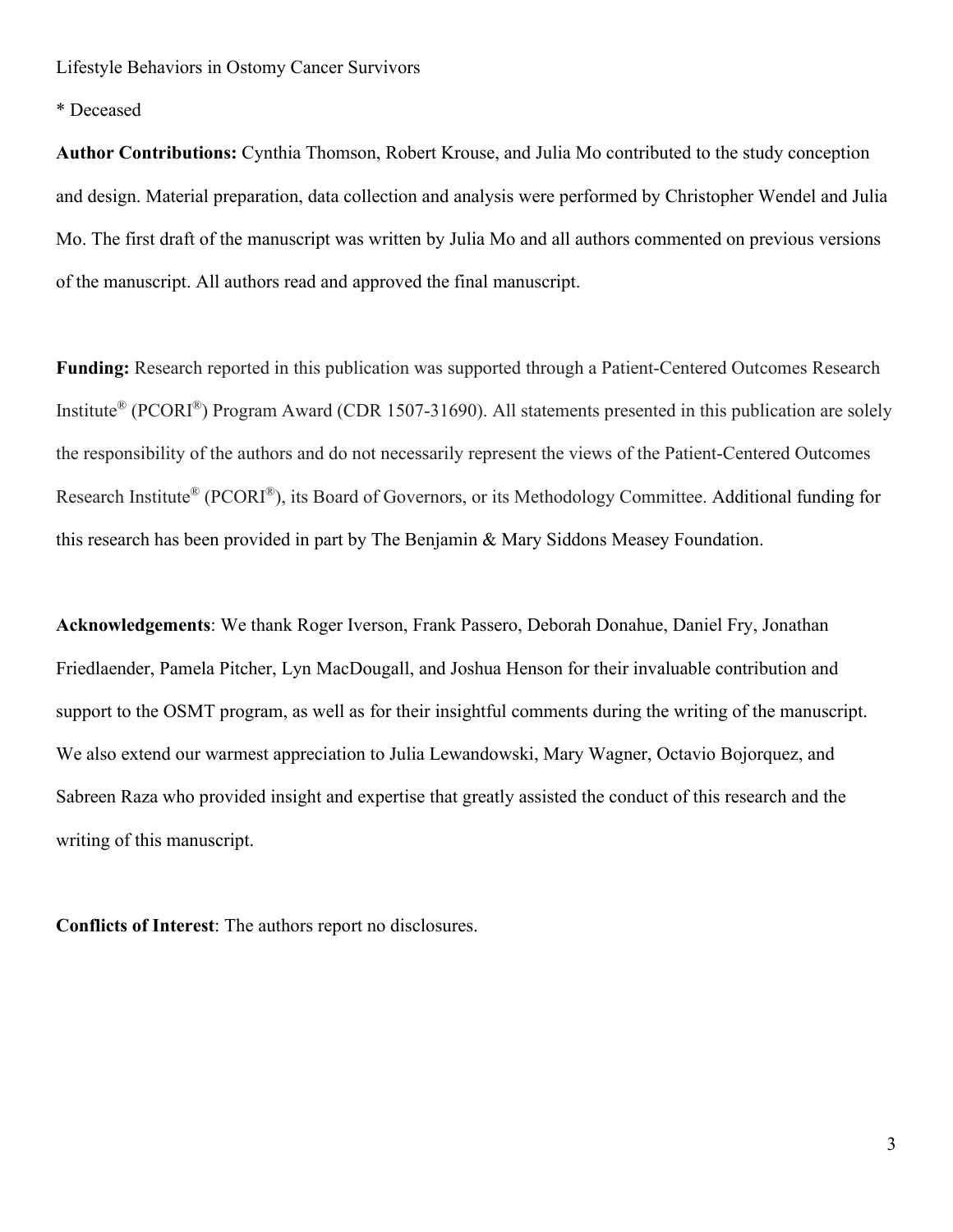* Deceased

**Author Contributions:** Cynthia Thomson, Robert Krouse, and Julia Mo contributed to the study conception and design. Material preparation, data collection and analysis were performed by Christopher Wendel and Julia Mo. The first draft of the manuscript was written by Julia Mo and all authors commented on previous versions of the manuscript. All authors read and approved the final manuscript.

**Funding:** Research reported in this publication was supported through a Patient-Centered Outcomes Research Institute® (PCORI®) Program Award (CDR 1507-31690). All statements presented in this publication are solely the responsibility of the authors and do not necessarily represent the views of the Patient-Centered Outcomes Research Institute® (PCORI®), its Board of Governors, or its Methodology Committee. Additional funding for this research has been provided in part by The Benjamin & Mary Siddons Measey Foundation.

**Acknowledgements**: We thank Roger Iverson, Frank Passero, Deborah Donahue, Daniel Fry, Jonathan Friedlaender, Pamela Pitcher, Lyn MacDougall, and Joshua Henson for their invaluable contribution and support to the OSMT program, as well as for their insightful comments during the writing of the manuscript. We also extend our warmest appreciation to Julia Lewandowski, Mary Wagner, Octavio Bojorquez, and Sabreen Raza who provided insight and expertise that greatly assisted the conduct of this research and the writing of this manuscript.

**Conflicts of Interest**: The authors report no disclosures.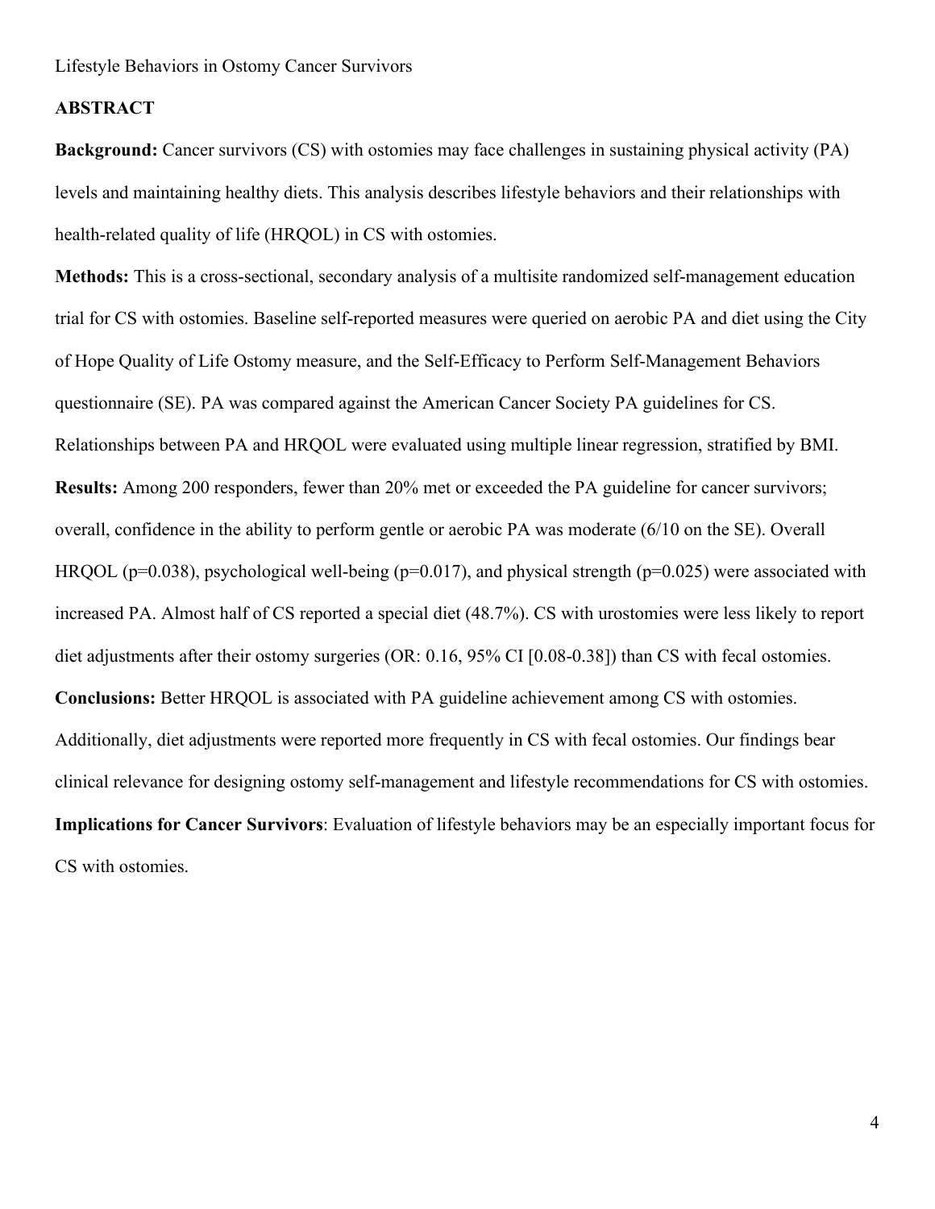## ABSTRACT

**Background:** Cancer survivors (CS) with ostomies may face challenges in sustaining physical activity (PA) levels and maintaining healthy diets. This analysis describes lifestyle behaviors and their relationships with health-related quality of life (HRQOL) in CS with ostomies.

**Methods:** This is a cross-sectional, secondary analysis of a multisite randomized self-management education trial for CS with ostomies. Baseline self-reported measures were queried on aerobic PA and diet using the City of Hope Quality of Life Ostomy measure, and the Self-Efficacy to Perform Self-Management Behaviors questionnaire (SE). PA was compared against the American Cancer Society PA guidelines for CS. Relationships between PA and HRQOL were evaluated using multiple linear regression, stratified by BMI.

**Results:** Among 200 responders, fewer than 20% met or exceeded the PA guideline for cancer survivors; overall, confidence in the ability to perform gentle or aerobic PA was moderate (6/10 on the SE). Overall HRQOL ($p=0.038$), psychological well-being ($p=0.017$), and physical strength ($p=0.025$) were associated with increased PA. Almost half of CS reported a special diet (48.7%). CS with urostomies were less likely to report diet adjustments after their ostomy surgeries (OR: 0.16, 95% CI [0.08-0.38]) than CS with fecal ostomies.

**Conclusions:** Better HRQOL is associated with PA guideline achievement among CS with ostomies. Additionally, diet adjustments were reported more frequently in CS with fecal ostomies. Our findings bear clinical relevance for designing ostomy self-management and lifestyle recommendations for CS with ostomies.

**Implications for Cancer Survivors**: Evaluation of lifestyle behaviors may be an especially important focus for CS with ostomies.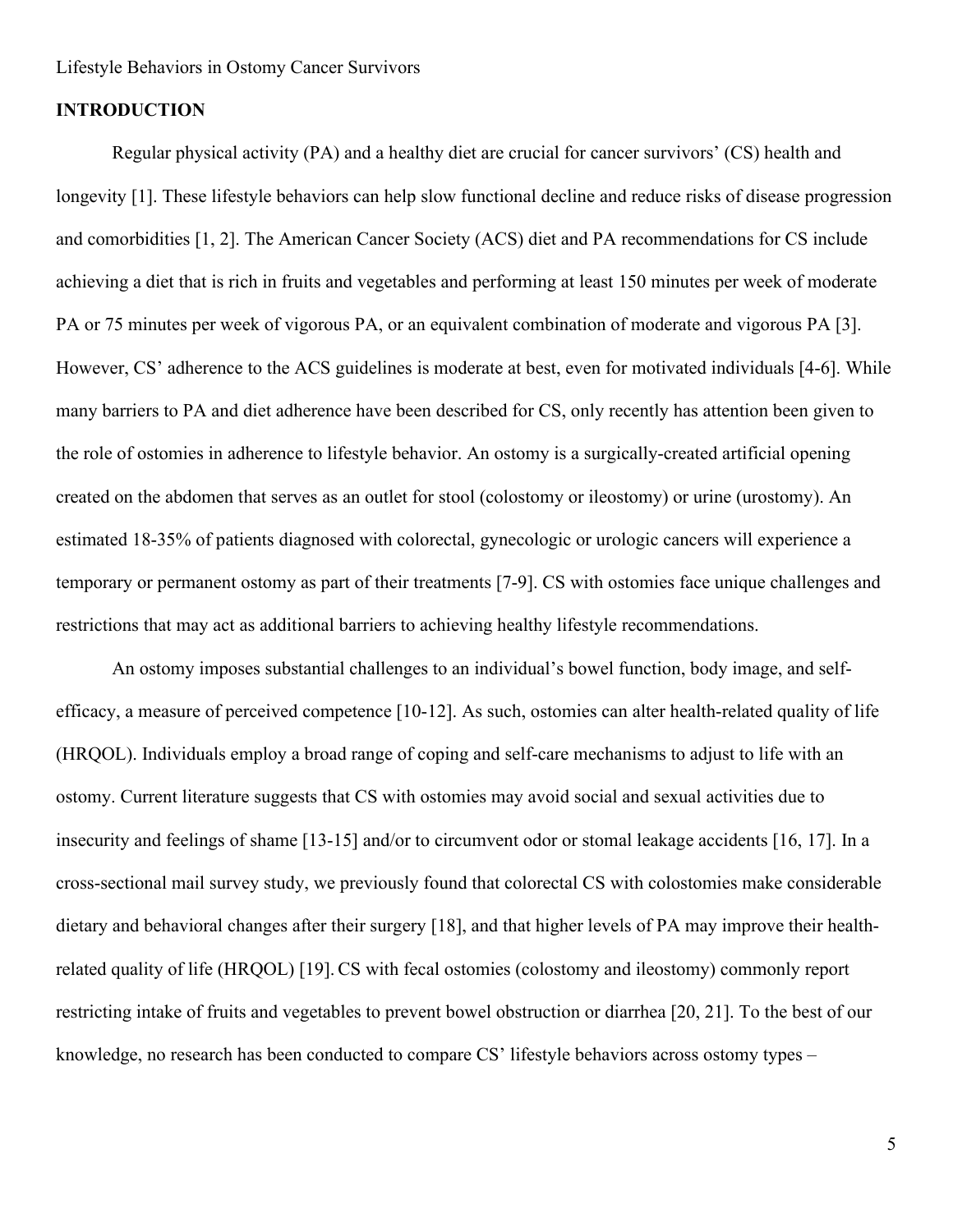## INTRODUCTION

Regular physical activity (PA) and a healthy diet are crucial for cancer survivors' (CS) health and longevity [1]. These lifestyle behaviors can help slow functional decline and reduce risks of disease progression and comorbidities [1, 2]. The American Cancer Society (ACS) diet and PA recommendations for CS include achieving a diet that is rich in fruits and vegetables and performing at least 150 minutes per week of moderate PA or 75 minutes per week of vigorous PA, or an equivalent combination of moderate and vigorous PA [3]. However, CS' adherence to the ACS guidelines is moderate at best, even for motivated individuals [4-6]. While many barriers to PA and diet adherence have been described for CS, only recently has attention been given to the role of ostomies in adherence to lifestyle behavior. An ostomy is a surgically-created artificial opening created on the abdomen that serves as an outlet for stool (colostomy or ileostomy) or urine (urostomy). An estimated 18-35% of patients diagnosed with colorectal, gynecologic or urologic cancers will experience a temporary or permanent ostomy as part of their treatments [7-9]. CS with ostomies face unique challenges and restrictions that may act as additional barriers to achieving healthy lifestyle recommendations.

An ostomy imposes substantial challenges to an individual's bowel function, body image, and self-efficacy, a measure of perceived competence [10-12]. As such, ostomies can alter health-related quality of life (HRQOL). Individuals employ a broad range of coping and self-care mechanisms to adjust to life with an ostomy. Current literature suggests that CS with ostomies may avoid social and sexual activities due to insecurity and feelings of shame [13-15] and/or to circumvent odor or stomal leakage accidents [16, 17]. In a cross-sectional mail survey study, we previously found that colorectal CS with colostomies make considerable dietary and behavioral changes after their surgery [18], and that higher levels of PA may improve their health-related quality of life (HRQOL) [19]. CS with fecal ostomies (colostomy and ileostomy) commonly report restricting intake of fruits and vegetables to prevent bowel obstruction or diarrhea [20, 21]. To the best of our knowledge, no research has been conducted to compare CS' lifestyle behaviors across ostomy types –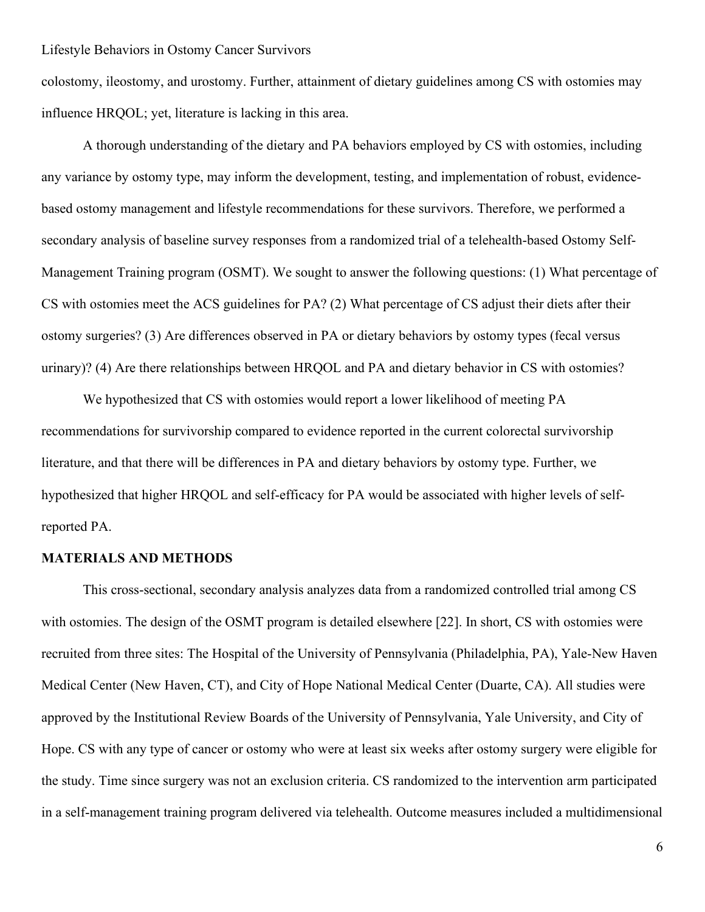colostomy, ileostomy, and urostomy. Further, attainment of dietary guidelines among CS with ostomies may influence HRQOL; yet, literature is lacking in this area.

A thorough understanding of the dietary and PA behaviors employed by CS with ostomies, including any variance by ostomy type, may inform the development, testing, and implementation of robust, evidence-based ostomy management and lifestyle recommendations for these survivors. Therefore, we performed a secondary analysis of baseline survey responses from a randomized trial of a telehealth-based Ostomy Self-Management Training program (OSMT). We sought to answer the following questions: (1) What percentage of CS with ostomies meet the ACS guidelines for PA? (2) What percentage of CS adjust their diets after their ostomy surgeries? (3) Are differences observed in PA or dietary behaviors by ostomy types (fecal versus urinary)? (4) Are there relationships between HRQOL and PA and dietary behavior in CS with ostomies?

We hypothesized that CS with ostomies would report a lower likelihood of meeting PA recommendations for survivorship compared to evidence reported in the current colorectal survivorship literature, and that there will be differences in PA and dietary behaviors by ostomy type. Further, we hypothesized that higher HRQOL and self-efficacy for PA would be associated with higher levels of self-reported PA.

## MATERIALS AND METHODS

This cross-sectional, secondary analysis analyzes data from a randomized controlled trial among CS with ostomies. The design of the OSMT program is detailed elsewhere [22]. In short, CS with ostomies were recruited from three sites: The Hospital of the University of Pennsylvania (Philadelphia, PA), Yale-New Haven Medical Center (New Haven, CT), and City of Hope National Medical Center (Duarte, CA). All studies were approved by the Institutional Review Boards of the University of Pennsylvania, Yale University, and City of Hope. CS with any type of cancer or ostomy who were at least six weeks after ostomy surgery were eligible for the study. Time since surgery was not an exclusion criteria. CS randomized to the intervention arm participated in a self-management training program delivered via telehealth. Outcome measures included a multidimensional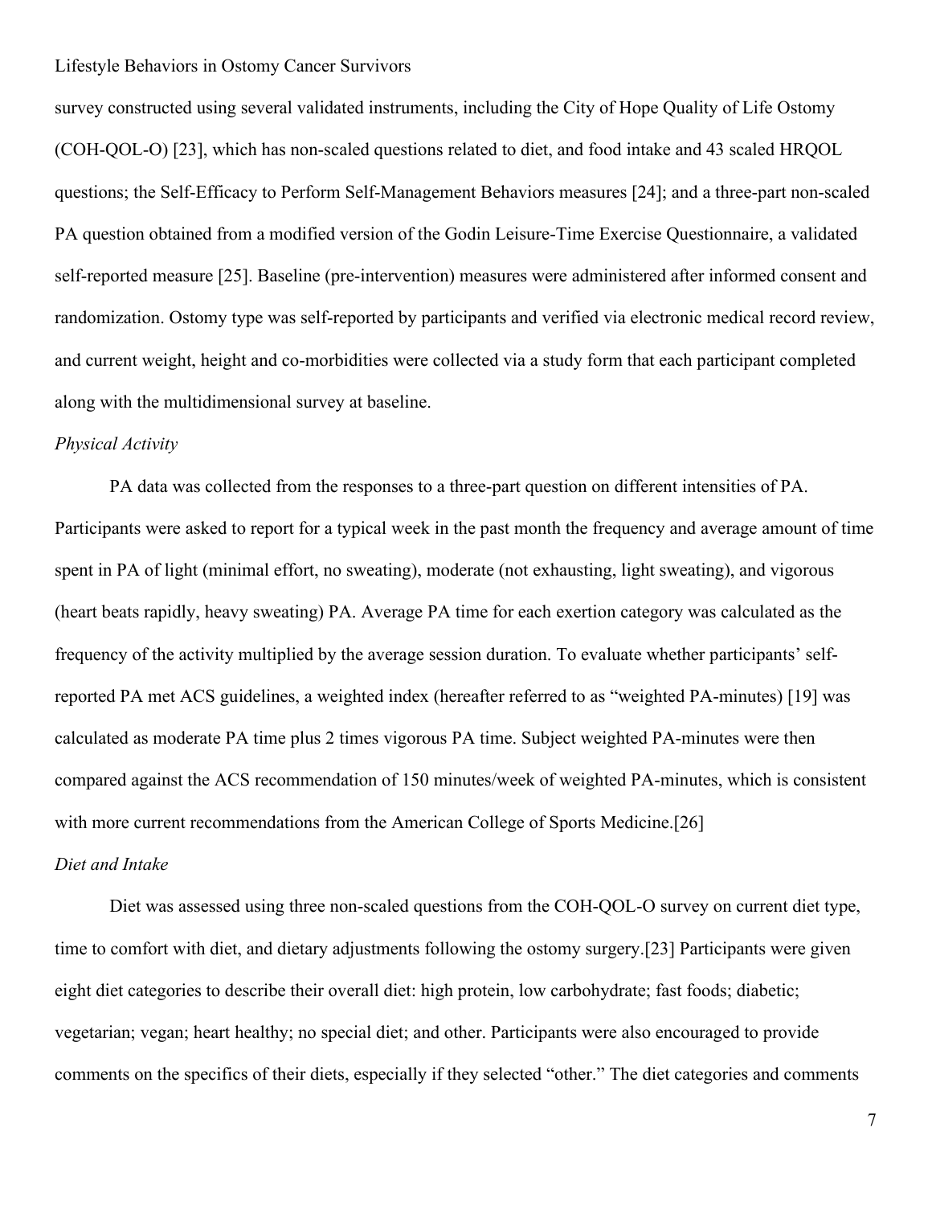survey constructed using several validated instruments, including the City of Hope Quality of Life Ostomy (COH-QOL-O) [23], which has non-scaled questions related to diet, and food intake and 43 scaled HRQOL questions; the Self-Efficacy to Perform Self-Management Behaviors measures [24]; and a three-part non-scaled PA question obtained from a modified version of the Godin Leisure-Time Exercise Questionnaire, a validated self-reported measure [25]. Baseline (pre-intervention) measures were administered after informed consent and randomization. Ostomy type was self-reported by participants and verified via electronic medical record review, and current weight, height and co-morbidities were collected via a study form that each participant completed along with the multidimensional survey at baseline.

*Physical Activity*

PA data was collected from the responses to a three-part question on different intensities of PA. Participants were asked to report for a typical week in the past month the frequency and average amount of time spent in PA of light (minimal effort, no sweating), moderate (not exhausting, light sweating), and vigorous (heart beats rapidly, heavy sweating) PA. Average PA time for each exertion category was calculated as the frequency of the activity multiplied by the average session duration. To evaluate whether participants' self-reported PA met ACS guidelines, a weighted index (hereafter referred to as "weighted PA-minutes) [19] was calculated as moderate PA time plus 2 times vigorous PA time. Subject weighted PA-minutes were then compared against the ACS recommendation of 150 minutes/week of weighted PA-minutes, which is consistent with more current recommendations from the American College of Sports Medicine.[26]

*Diet and Intake*

Diet was assessed using three non-scaled questions from the COH-QOL-O survey on current diet type, time to comfort with diet, and dietary adjustments following the ostomy surgery.[23] Participants were given eight diet categories to describe their overall diet: high protein, low carbohydrate; fast foods; diabetic; vegetarian; vegan; heart healthy; no special diet; and other. Participants were also encouraged to provide comments on the specifics of their diets, especially if they selected "other." The diet categories and comments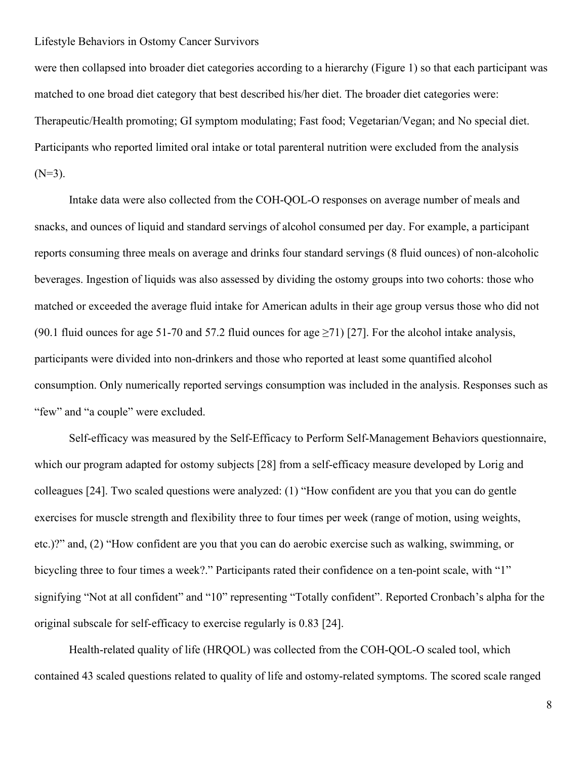were then collapsed into broader diet categories according to a hierarchy (Figure 1) so that each participant was matched to one broad diet category that best described his/her diet. The broader diet categories were: Therapeutic/Health promoting; GI symptom modulating; Fast food; Vegetarian/Vegan; and No special diet. Participants who reported limited oral intake or total parenteral nutrition were excluded from the analysis (N=3).

Intake data were also collected from the COH-QOL-O responses on average number of meals and snacks, and ounces of liquid and standard servings of alcohol consumed per day. For example, a participant reports consuming three meals on average and drinks four standard servings (8 fluid ounces) of non-alcoholic beverages. Ingestion of liquids was also assessed by dividing the ostomy groups into two cohorts: those who matched or exceeded the average fluid intake for American adults in their age group versus those who did not (90.1 fluid ounces for age 51-70 and 57.2 fluid ounces for age ≥71) [27]. For the alcohol intake analysis, participants were divided into non-drinkers and those who reported at least some quantified alcohol consumption. Only numerically reported servings consumption was included in the analysis. Responses such as "few" and "a couple" were excluded.

Self-efficacy was measured by the Self-Efficacy to Perform Self-Management Behaviors questionnaire, which our program adapted for ostomy subjects [28] from a self-efficacy measure developed by Lorig and colleagues [24]. Two scaled questions were analyzed: (1) "How confident are you that you can do gentle exercises for muscle strength and flexibility three to four times per week (range of motion, using weights, etc.)?" and, (2) "How confident are you that you can do aerobic exercise such as walking, swimming, or bicycling three to four times a week?." Participants rated their confidence on a ten-point scale, with "1" signifying "Not at all confident" and "10" representing "Totally confident". Reported Cronbach's alpha for the original subscale for self-efficacy to exercise regularly is 0.83 [24].

Health-related quality of life (HRQOL) was collected from the COH-QOL-O scaled tool, which contained 43 scaled questions related to quality of life and ostomy-related symptoms. The scored scale ranged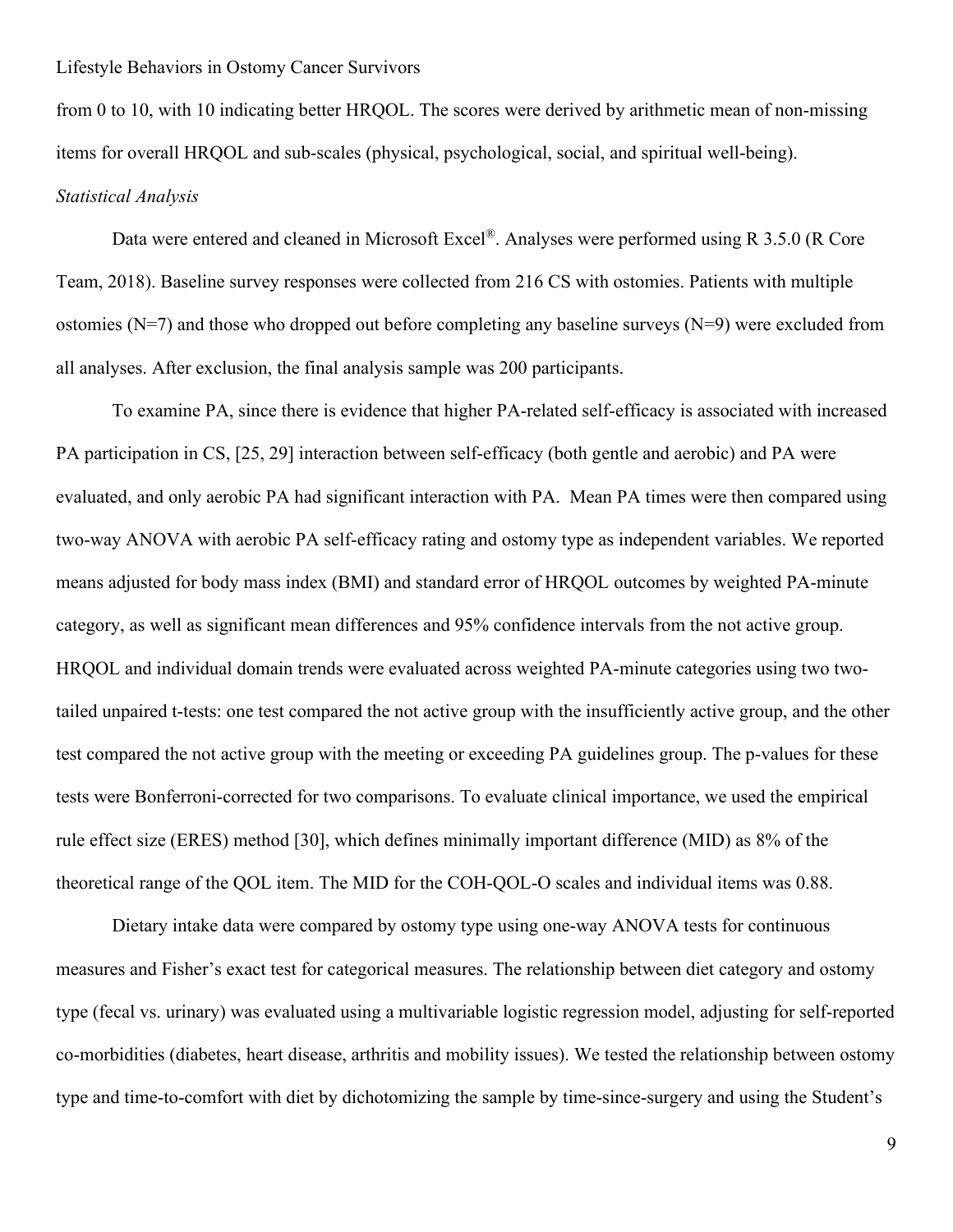from 0 to 10, with 10 indicating better HRQOL. The scores were derived by arithmetic mean of non-missing items for overall HRQOL and sub-scales (physical, psychological, social, and spiritual well-being).

*Statistical Analysis*

Data were entered and cleaned in Microsoft Excel®. Analyses were performed using R 3.5.0 (R Core Team, 2018). Baseline survey responses were collected from 216 CS with ostomies. Patients with multiple ostomies (N=7) and those who dropped out before completing any baseline surveys (N=9) were excluded from all analyses. After exclusion, the final analysis sample was 200 participants.

To examine PA, since there is evidence that higher PA-related self-efficacy is associated with increased PA participation in CS, [25, 29] interaction between self-efficacy (both gentle and aerobic) and PA were evaluated, and only aerobic PA had significant interaction with PA. Mean PA times were then compared using two-way ANOVA with aerobic PA self-efficacy rating and ostomy type as independent variables. We reported means adjusted for body mass index (BMI) and standard error of HRQOL outcomes by weighted PA-minute category, as well as significant mean differences and 95% confidence intervals from the not active group. HRQOL and individual domain trends were evaluated across weighted PA-minute categories using two two-tailed unpaired t-tests: one test compared the not active group with the insufficiently active group, and the other test compared the not active group with the meeting or exceeding PA guidelines group. The p-values for these tests were Bonferroni-corrected for two comparisons. To evaluate clinical importance, we used the empirical rule effect size (ERES) method [30], which defines minimally important difference (MID) as 8% of the theoretical range of the QOL item. The MID for the COH-QOL-O scales and individual items was 0.88.

Dietary intake data were compared by ostomy type using one-way ANOVA tests for continuous measures and Fisher's exact test for categorical measures. The relationship between diet category and ostomy type (fecal vs. urinary) was evaluated using a multivariable logistic regression model, adjusting for self-reported co-morbidities (diabetes, heart disease, arthritis and mobility issues). We tested the relationship between ostomy type and time-to-comfort with diet by dichotomizing the sample by time-since-surgery and using the Student's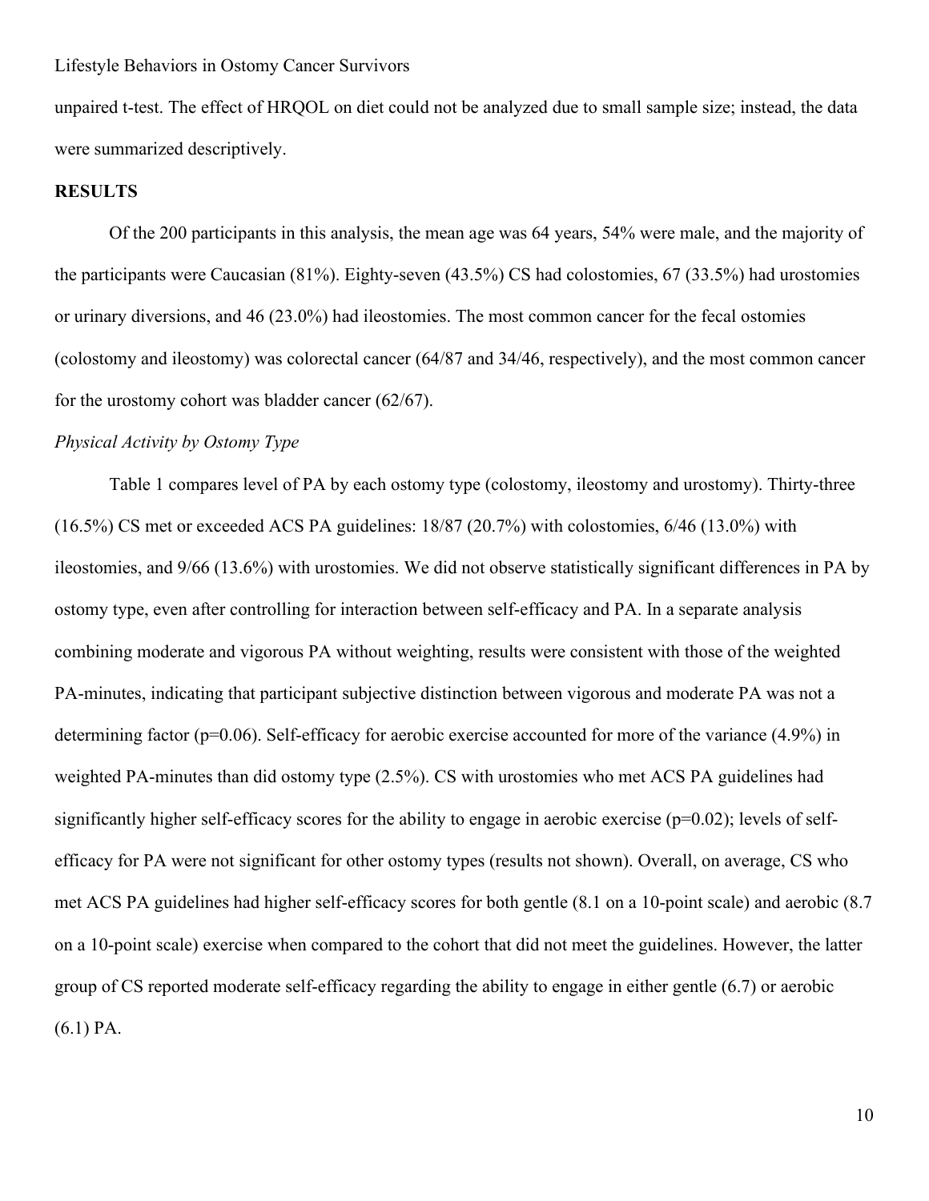unpaired t-test. The effect of HRQOL on diet could not be analyzed due to small sample size; instead, the data were summarized descriptively.

## RESULTS

Of the 200 participants in this analysis, the mean age was 64 years, 54% were male, and the majority of the participants were Caucasian (81%). Eighty-seven (43.5%) CS had colostomies, 67 (33.5%) had urostomies or urinary diversions, and 46 (23.0%) had ileostomies. The most common cancer for the fecal ostomies (colostomy and ileostomy) was colorectal cancer (64/87 and 34/46, respectively), and the most common cancer for the urostomy cohort was bladder cancer (62/67).

### *Physical Activity by Ostomy Type*

Table 1 compares level of PA by each ostomy type (colostomy, ileostomy and urostomy). Thirty-three (16.5%) CS met or exceeded ACS PA guidelines: 18/87 (20.7%) with colostomies, 6/46 (13.0%) with ileostomies, and 9/66 (13.6%) with urostomies. We did not observe statistically significant differences in PA by ostomy type, even after controlling for interaction between self-efficacy and PA. In a separate analysis combining moderate and vigorous PA without weighting, results were consistent with those of the weighted PA-minutes, indicating that participant subjective distinction between vigorous and moderate PA was not a determining factor ($p=0.06$). Self-efficacy for aerobic exercise accounted for more of the variance (4.9%) in weighted PA-minutes than did ostomy type (2.5%). CS with urostomies who met ACS PA guidelines had significantly higher self-efficacy scores for the ability to engage in aerobic exercise ($p=0.02$); levels of self-efficacy for PA were not significant for other ostomy types (results not shown). Overall, on average, CS who met ACS PA guidelines had higher self-efficacy scores for both gentle (8.1 on a 10-point scale) and aerobic (8.7 on a 10-point scale) exercise when compared to the cohort that did not meet the guidelines. However, the latter group of CS reported moderate self-efficacy regarding the ability to engage in either gentle (6.7) or aerobic (6.1) PA.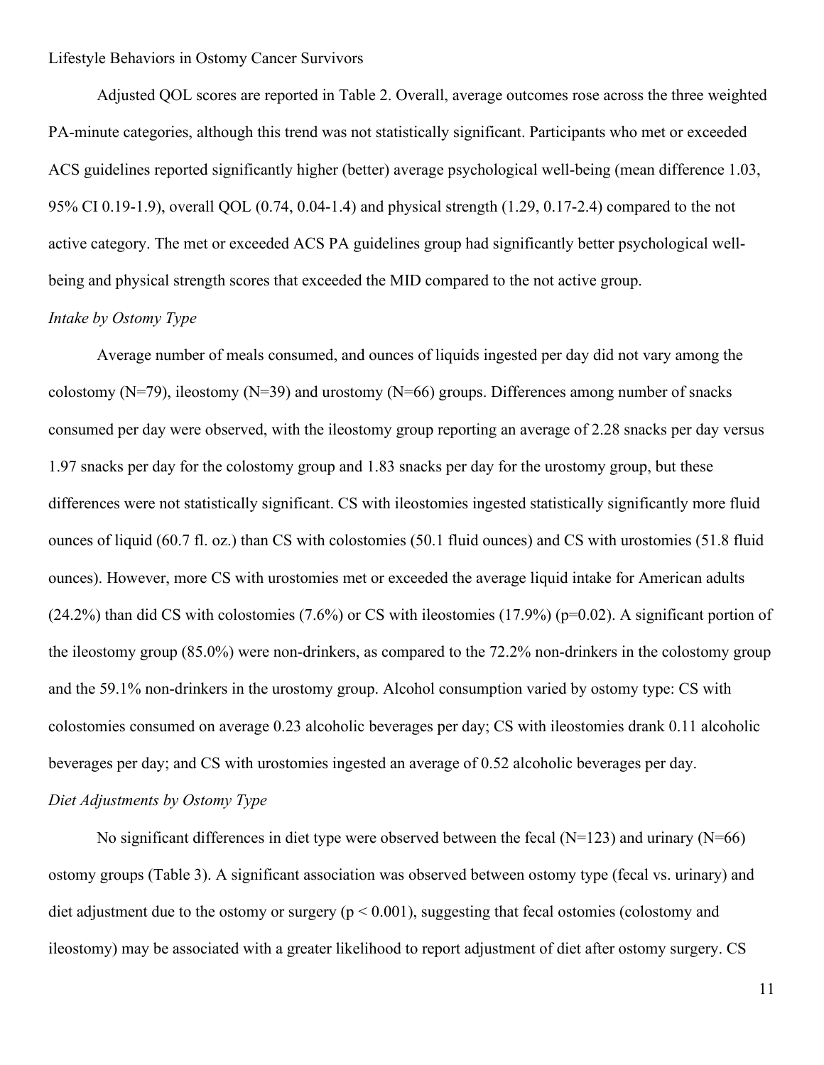Adjusted QOL scores are reported in Table 2. Overall, average outcomes rose across the three weighted PA-minute categories, although this trend was not statistically significant. Participants who met or exceeded ACS guidelines reported significantly higher (better) average psychological well-being (mean difference 1.03, 95% CI 0.19-1.9), overall QOL (0.74, 0.04-1.4) and physical strength (1.29, 0.17-2.4) compared to the not active category. The met or exceeded ACS PA guidelines group had significantly better psychological well-being and physical strength scores that exceeded the MID compared to the not active group.

*Intake by Ostomy Type*

Average number of meals consumed, and ounces of liquids ingested per day did not vary among the colostomy (N=79), ileostomy (N=39) and urostomy (N=66) groups. Differences among number of snacks consumed per day were observed, with the ileostomy group reporting an average of 2.28 snacks per day versus 1.97 snacks per day for the colostomy group and 1.83 snacks per day for the urostomy group, but these differences were not statistically significant. CS with ileostomies ingested statistically significantly more fluid ounces of liquid (60.7 fl. oz.) than CS with colostomies (50.1 fluid ounces) and CS with urostomies (51.8 fluid ounces). However, more CS with urostomies met or exceeded the average liquid intake for American adults (24.2%) than did CS with colostomies (7.6%) or CS with ileostomies (17.9%) ($p=0.02$). A significant portion of the ileostomy group (85.0%) were non-drinkers, as compared to the 72.2% non-drinkers in the colostomy group and the 59.1% non-drinkers in the urostomy group. Alcohol consumption varied by ostomy type: CS with colostomies consumed on average 0.23 alcoholic beverages per day; CS with ileostomies drank 0.11 alcoholic beverages per day; and CS with urostomies ingested an average of 0.52 alcoholic beverages per day.

*Diet Adjustments by Ostomy Type*

No significant differences in diet type were observed between the fecal (N=123) and urinary (N=66) ostomy groups (Table 3). A significant association was observed between ostomy type (fecal vs. urinary) and diet adjustment due to the ostomy or surgery ($p < 0.001$), suggesting that fecal ostomies (colostomy and ileostomy) may be associated with a greater likelihood to report adjustment of diet after ostomy surgery. CS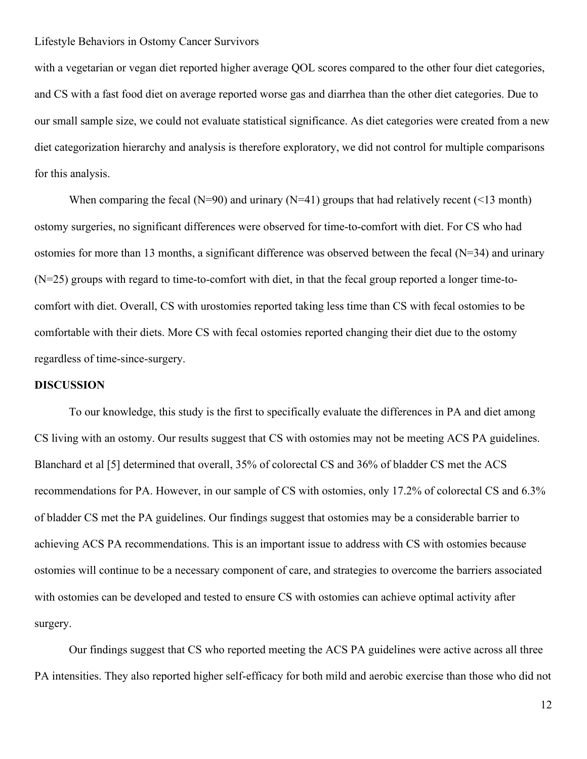with a vegetarian or vegan diet reported higher average QOL scores compared to the other four diet categories, and CS with a fast food diet on average reported worse gas and diarrhea than the other diet categories. Due to our small sample size, we could not evaluate statistical significance. As diet categories were created from a new diet categorization hierarchy and analysis is therefore exploratory, we did not control for multiple comparisons for this analysis.

When comparing the fecal (N=90) and urinary (N=41) groups that had relatively recent (<13 month) ostomy surgeries, no significant differences were observed for time-to-comfort with diet. For CS who had ostomies for more than 13 months, a significant difference was observed between the fecal (N=34) and urinary (N=25) groups with regard to time-to-comfort with diet, in that the fecal group reported a longer time-to-comfort with diet. Overall, CS with urostomies reported taking less time than CS with fecal ostomies to be comfortable with their diets. More CS with fecal ostomies reported changing their diet due to the ostomy regardless of time-since-surgery.

## DISCUSSION

To our knowledge, this study is the first to specifically evaluate the differences in PA and diet among CS living with an ostomy. Our results suggest that CS with ostomies may not be meeting ACS PA guidelines. Blanchard et al [5] determined that overall, 35% of colorectal CS and 36% of bladder CS met the ACS recommendations for PA. However, in our sample of CS with ostomies, only 17.2% of colorectal CS and 6.3% of bladder CS met the PA guidelines. Our findings suggest that ostomies may be a considerable barrier to achieving ACS PA recommendations. This is an important issue to address with CS with ostomies because ostomies will continue to be a necessary component of care, and strategies to overcome the barriers associated with ostomies can be developed and tested to ensure CS with ostomies can achieve optimal activity after surgery.

Our findings suggest that CS who reported meeting the ACS PA guidelines were active across all three PA intensities. They also reported higher self-efficacy for both mild and aerobic exercise than those who did not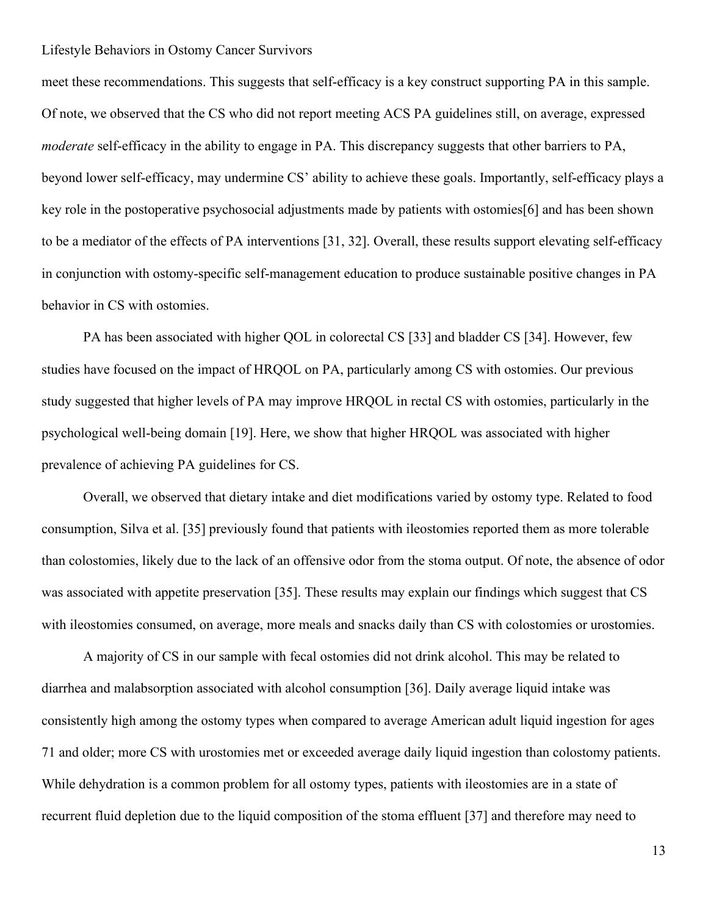meet these recommendations. This suggests that self-efficacy is a key construct supporting PA in this sample. Of note, we observed that the CS who did not report meeting ACS PA guidelines still, on average, expressed *moderate* self-efficacy in the ability to engage in PA. This discrepancy suggests that other barriers to PA, beyond lower self-efficacy, may undermine CS' ability to achieve these goals. Importantly, self-efficacy plays a key role in the postoperative psychosocial adjustments made by patients with ostomies[6] and has been shown to be a mediator of the effects of PA interventions [31, 32]. Overall, these results support elevating self-efficacy in conjunction with ostomy-specific self-management education to produce sustainable positive changes in PA behavior in CS with ostomies.

PA has been associated with higher QOL in colorectal CS [33] and bladder CS [34]. However, few studies have focused on the impact of HRQOL on PA, particularly among CS with ostomies. Our previous study suggested that higher levels of PA may improve HRQOL in rectal CS with ostomies, particularly in the psychological well-being domain [19]. Here, we show that higher HRQOL was associated with higher prevalence of achieving PA guidelines for CS.

Overall, we observed that dietary intake and diet modifications varied by ostomy type. Related to food consumption, Silva et al. [35] previously found that patients with ileostomies reported them as more tolerable than colostomies, likely due to the lack of an offensive odor from the stoma output. Of note, the absence of odor was associated with appetite preservation [35]. These results may explain our findings which suggest that CS with ileostomies consumed, on average, more meals and snacks daily than CS with colostomies or urostomies.

A majority of CS in our sample with fecal ostomies did not drink alcohol. This may be related to diarrhea and malabsorption associated with alcohol consumption [36]. Daily average liquid intake was consistently high among the ostomy types when compared to average American adult liquid ingestion for ages 71 and older; more CS with urostomies met or exceeded average daily liquid ingestion than colostomy patients. While dehydration is a common problem for all ostomy types, patients with ileostomies are in a state of recurrent fluid depletion due to the liquid composition of the stoma effluent [37] and therefore may need to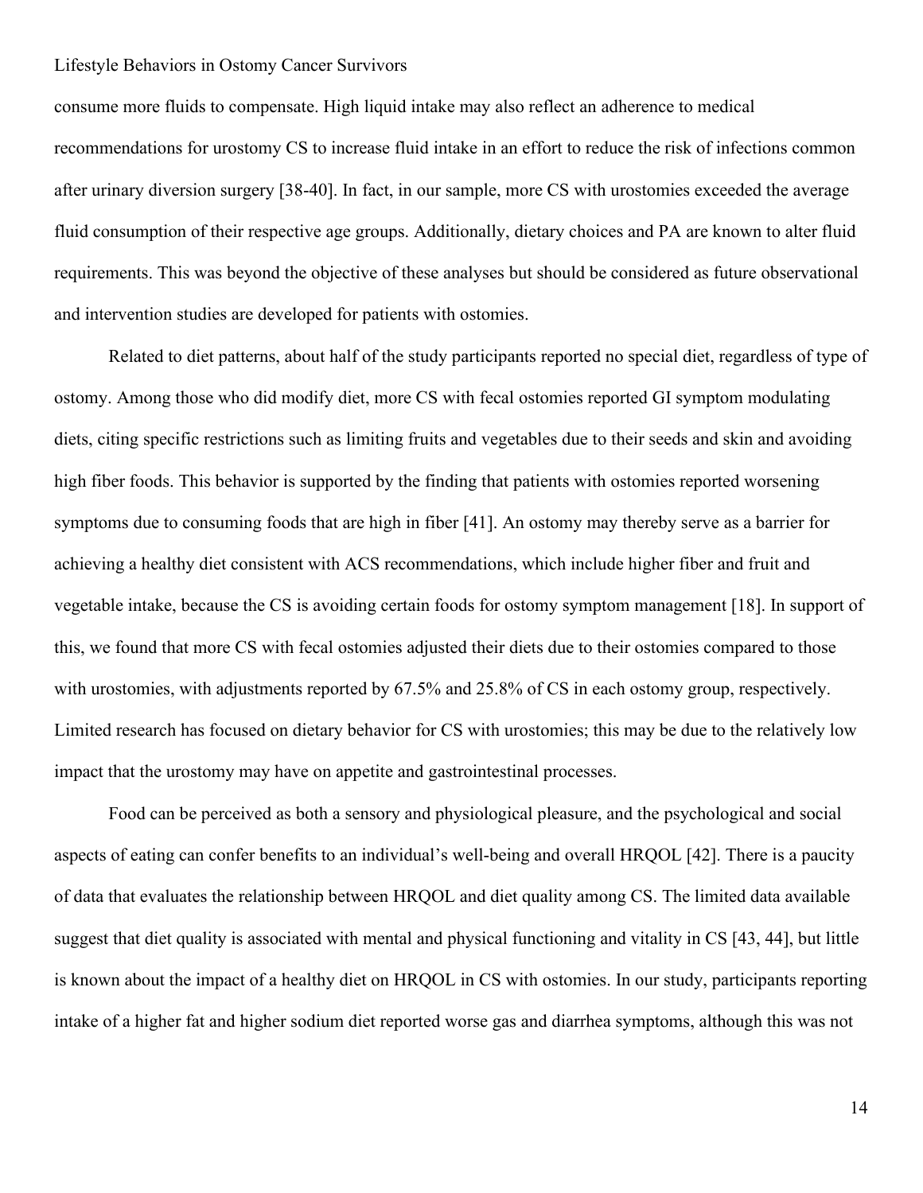consume more fluids to compensate. High liquid intake may also reflect an adherence to medical recommendations for urostomy CS to increase fluid intake in an effort to reduce the risk of infections common after urinary diversion surgery [38-40]. In fact, in our sample, more CS with urostomies exceeded the average fluid consumption of their respective age groups. Additionally, dietary choices and PA are known to alter fluid requirements. This was beyond the objective of these analyses but should be considered as future observational and intervention studies are developed for patients with ostomies.

Related to diet patterns, about half of the study participants reported no special diet, regardless of type of ostomy. Among those who did modify diet, more CS with fecal ostomies reported GI symptom modulating diets, citing specific restrictions such as limiting fruits and vegetables due to their seeds and skin and avoiding high fiber foods. This behavior is supported by the finding that patients with ostomies reported worsening symptoms due to consuming foods that are high in fiber [41]. An ostomy may thereby serve as a barrier for achieving a healthy diet consistent with ACS recommendations, which include higher fiber and fruit and vegetable intake, because the CS is avoiding certain foods for ostomy symptom management [18]. In support of this, we found that more CS with fecal ostomies adjusted their diets due to their ostomies compared to those with urostomies, with adjustments reported by 67.5% and 25.8% of CS in each ostomy group, respectively. Limited research has focused on dietary behavior for CS with urostomies; this may be due to the relatively low impact that the urostomy may have on appetite and gastrointestinal processes.

Food can be perceived as both a sensory and physiological pleasure, and the psychological and social aspects of eating can confer benefits to an individual's well-being and overall HRQOL [42]. There is a paucity of data that evaluates the relationship between HRQOL and diet quality among CS. The limited data available suggest that diet quality is associated with mental and physical functioning and vitality in CS [43, 44], but little is known about the impact of a healthy diet on HRQOL in CS with ostomies. In our study, participants reporting intake of a higher fat and higher sodium diet reported worse gas and diarrhea symptoms, although this was not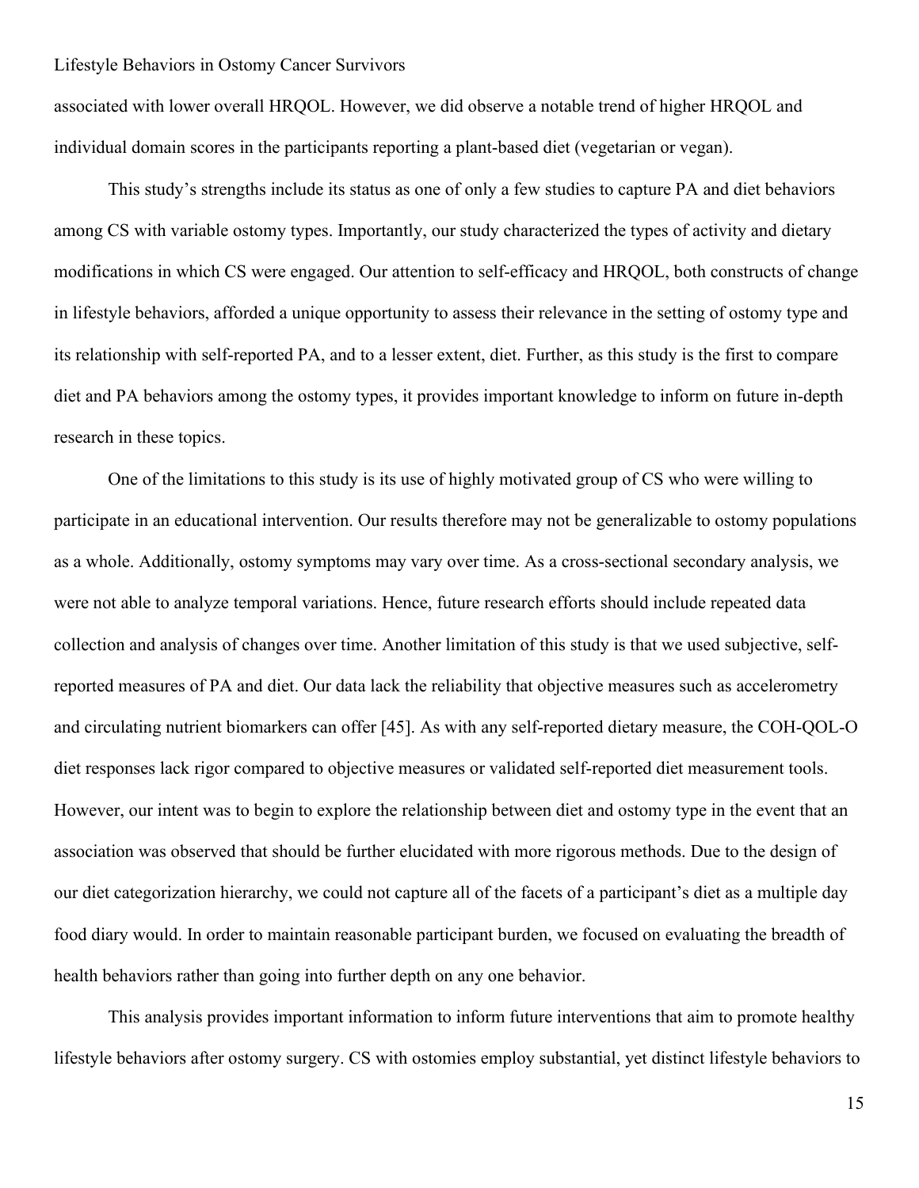associated with lower overall HRQOL. However, we did observe a notable trend of higher HRQOL and individual domain scores in the participants reporting a plant-based diet (vegetarian or vegan).

This study's strengths include its status as one of only a few studies to capture PA and diet behaviors among CS with variable ostomy types. Importantly, our study characterized the types of activity and dietary modifications in which CS were engaged. Our attention to self-efficacy and HRQOL, both constructs of change in lifestyle behaviors, afforded a unique opportunity to assess their relevance in the setting of ostomy type and its relationship with self-reported PA, and to a lesser extent, diet. Further, as this study is the first to compare diet and PA behaviors among the ostomy types, it provides important knowledge to inform on future in-depth research in these topics.

One of the limitations to this study is its use of highly motivated group of CS who were willing to participate in an educational intervention. Our results therefore may not be generalizable to ostomy populations as a whole. Additionally, ostomy symptoms may vary over time. As a cross-sectional secondary analysis, we were not able to analyze temporal variations. Hence, future research efforts should include repeated data collection and analysis of changes over time. Another limitation of this study is that we used subjective, self-reported measures of PA and diet. Our data lack the reliability that objective measures such as accelerometry and circulating nutrient biomarkers can offer [45]. As with any self-reported dietary measure, the COH-QOL-O diet responses lack rigor compared to objective measures or validated self-reported diet measurement tools. However, our intent was to begin to explore the relationship between diet and ostomy type in the event that an association was observed that should be further elucidated with more rigorous methods. Due to the design of our diet categorization hierarchy, we could not capture all of the facets of a participant's diet as a multiple day food diary would. In order to maintain reasonable participant burden, we focused on evaluating the breadth of health behaviors rather than going into further depth on any one behavior.

This analysis provides important information to inform future interventions that aim to promote healthy lifestyle behaviors after ostomy surgery. CS with ostomies employ substantial, yet distinct lifestyle behaviors to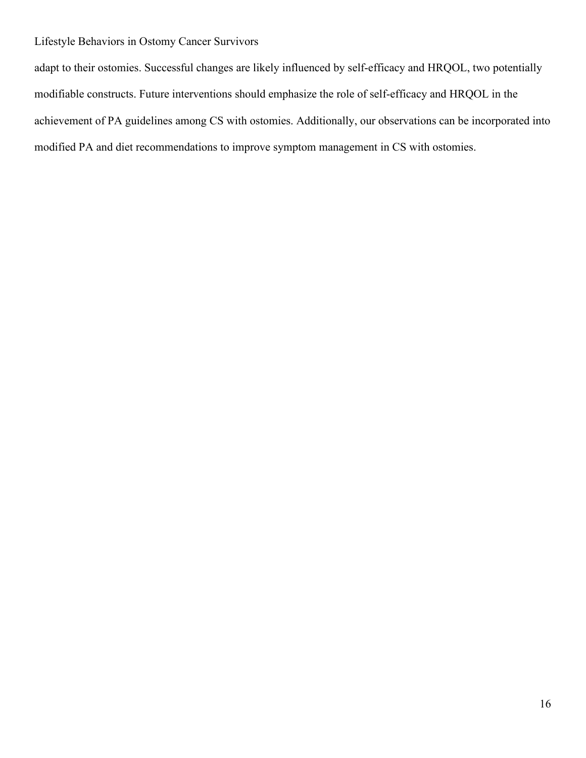adapt to their ostomies. Successful changes are likely influenced by self-efficacy and HRQOL, two potentially modifiable constructs. Future interventions should emphasize the role of self-efficacy and HRQOL in the achievement of PA guidelines among CS with ostomies. Additionally, our observations can be incorporated into modified PA and diet recommendations to improve symptom management in CS with ostomies.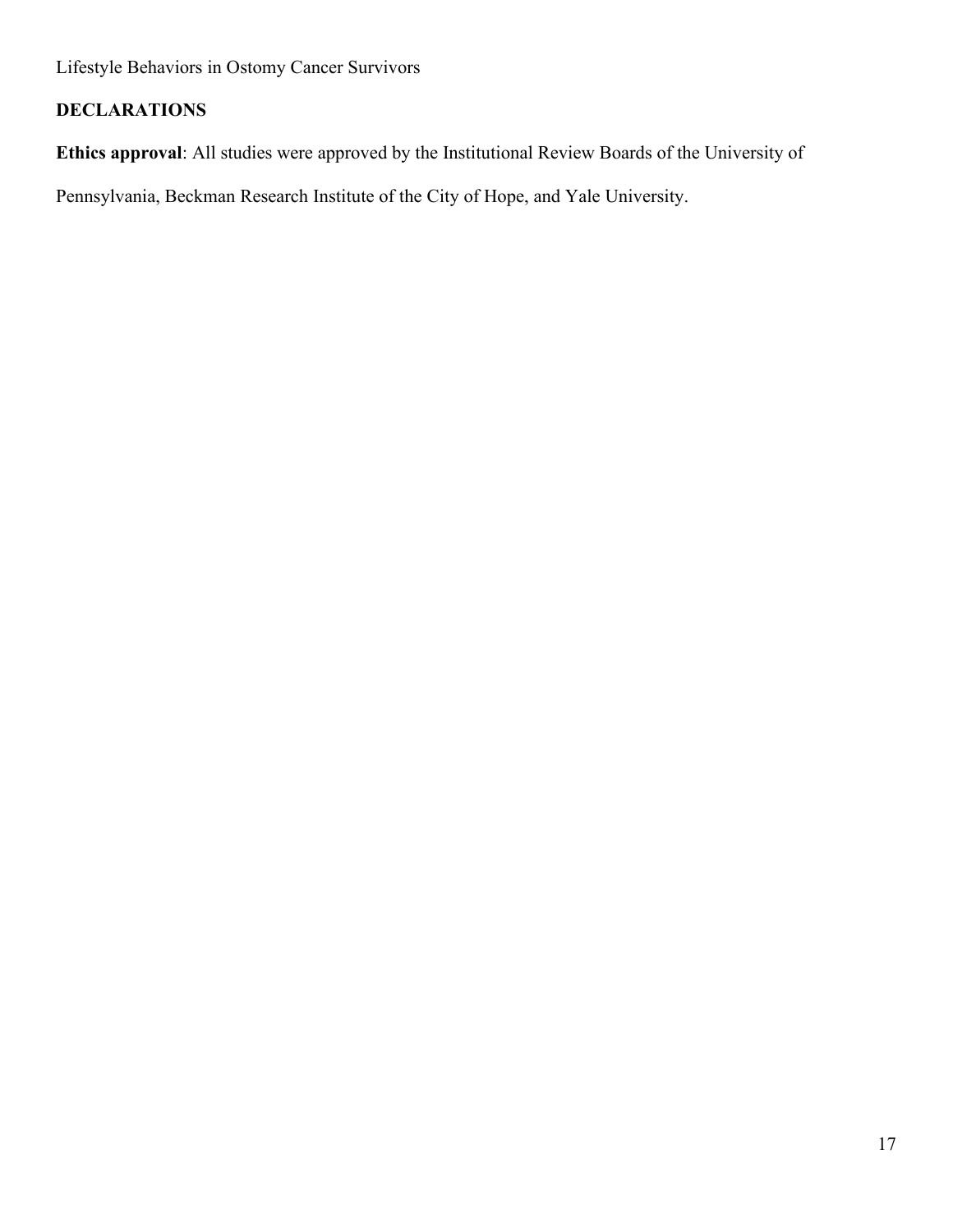## DECLARATIONS

**Ethics approval**: All studies were approved by the Institutional Review Boards of the University of Pennsylvania, Beckman Research Institute of the City of Hope, and Yale University.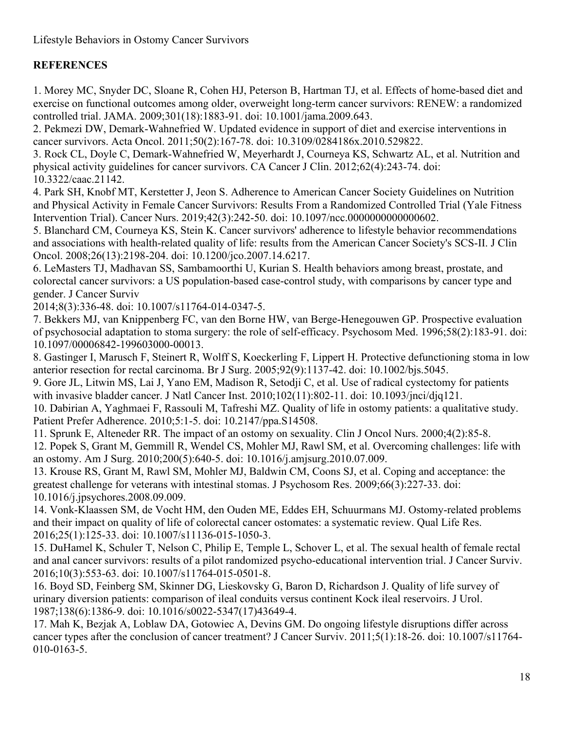## REFERENCES

1. Morey MC, Snyder DC, Sloane R, Cohen HJ, Peterson B, Hartman TJ, et al. Effects of home-based diet and exercise on functional outcomes among older, overweight long-term cancer survivors: RENEW: a randomized controlled trial. JAMA. 2009;301(18):1883-91. doi: 10.1001/jama.2009.643.
2. Pekmezi DW, Demark-Wahnefried W. Updated evidence in support of diet and exercise interventions in cancer survivors. Acta Oncol. 2011;50(2):167-78. doi: 10.3109/0284186x.2010.529822.
3. Rock CL, Doyle C, Demark-Wahnefried W, Meyerhardt J, Courneya KS, Schwartz AL, et al. Nutrition and physical activity guidelines for cancer survivors. CA Cancer J Clin. 2012;62(4):243-74. doi: 10.3322/caac.21142.
4. Park SH, Knobf MT, Kerstetter J, Jeon S. Adherence to American Cancer Society Guidelines on Nutrition and Physical Activity in Female Cancer Survivors: Results From a Randomized Controlled Trial (Yale Fitness Intervention Trial). Cancer Nurs. 2019;42(3):242-50. doi: 10.1097/ncc.0000000000000602.
5. Blanchard CM, Courneya KS, Stein K. Cancer survivors' adherence to lifestyle behavior recommendations and associations with health-related quality of life: results from the American Cancer Society's SCS-II. J Clin Oncol. 2008;26(13):2198-204. doi: 10.1200/jco.2007.14.6217.
6. LeMasters TJ, Madhavan SS, Sambamoorthi U, Kurian S. Health behaviors among breast, prostate, and colorectal cancer survivors: a US population-based case-control study, with comparisons by cancer type and gender. J Cancer Surviv 2014;8(3):336-48. doi: 10.1007/s11764-014-0347-5.
7. Bekkers MJ, van Knippenberg FC, van den Borne HW, van Berge-Henegouwen GP. Prospective evaluation of psychosocial adaptation to stoma surgery: the role of self-efficacy. Psychosom Med. 1996;58(2):183-91. doi: 10.1097/00006842-199603000-00013.
8. Gastinger I, Marusch F, Steinert R, Wolff S, Koeckerling F, Lippert H. Protective defunctioning stoma in low anterior resection for rectal carcinoma. Br J Surg. 2005;92(9):1137-42. doi: 10.1002/bjs.5045.
9. Gore JL, Litwin MS, Lai J, Yano EM, Madison R, Setodji C, et al. Use of radical cystectomy for patients with invasive bladder cancer. J Natl Cancer Inst. 2010;102(11):802-11. doi: 10.1093/jnci/djq121.
10. Dabirian A, Yaghmaei F, Rassouli M, Tafreshi MZ. Quality of life in ostomy patients: a qualitative study. Patient Prefer Adherence. 2010;5:1-5. doi: 10.2147/ppa.S14508.
11. Sprunk E, Alteneder RR. The impact of an ostomy on sexuality. Clin J Oncol Nurs. 2000;4(2):85-8.
12. Popek S, Grant M, Gemmill R, Wendel CS, Mohler MJ, Rawl SM, et al. Overcoming challenges: life with an ostomy. Am J Surg. 2010;200(5):640-5. doi: 10.1016/j.amjsurg.2010.07.009.
13. Krouse RS, Grant M, Rawl SM, Mohler MJ, Baldwin CM, Coons SJ, et al. Coping and acceptance: the greatest challenge for veterans with intestinal stomas. J Psychosom Res. 2009;66(3):227-33. doi: 10.1016/j.jpsychores.2008.09.009.
14. Vonk-Klaassen SM, de Vocht HM, den Ouden ME, Eddes EH, Schuurmans MJ. Ostomy-related problems and their impact on quality of life of colorectal cancer ostomates: a systematic review. Qual Life Res. 2016;25(1):125-33. doi: 10.1007/s11136-015-1050-3.
15. DuHamel K, Schuler T, Nelson C, Philip E, Temple L, Schover L, et al. The sexual health of female rectal and anal cancer survivors: results of a pilot randomized psycho-educational intervention trial. J Cancer Surviv. 2016;10(3):553-63. doi: 10.1007/s11764-015-0501-8.
16. Boyd SD, Feinberg SM, Skinner DG, Lieskovsky G, Baron D, Richardson J. Quality of life survey of urinary diversion patients: comparison of ileal conduits versus continent Kock ileal reservoirs. J Urol. 1987;138(6):1386-9. doi: 10.1016/s0022-5347(17)43649-4.
17. Mah K, Bezjak A, Loblaw DA, Gotowiec A, Devins GM. Do ongoing lifestyle disruptions differ across cancer types after the conclusion of cancer treatment? J Cancer Surviv. 2011;5(1):18-26. doi: 10.1007/s11764-010-0163-5.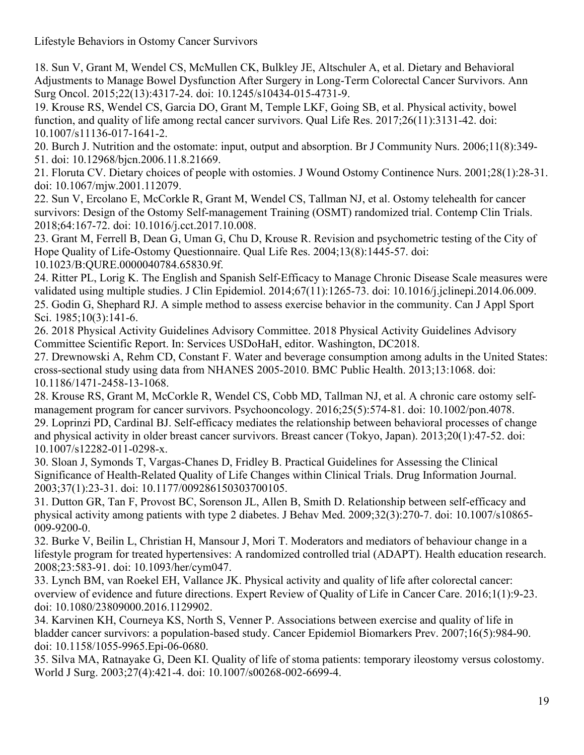18. Sun V, Grant M, Wendel CS, McMullen CK, Bulkley JE, Altschuler A, et al. Dietary and Behavioral Adjustments to Manage Bowel Dysfunction After Surgery in Long-Term Colorectal Cancer Survivors. Ann Surg Oncol. 2015;22(13):4317-24. doi: 10.1245/s10434-015-4731-9.

19. Krouse RS, Wendel CS, Garcia DO, Grant M, Temple LKF, Going SB, et al. Physical activity, bowel function, and quality of life among rectal cancer survivors. Qual Life Res. 2017;26(11):3131-42. doi: 10.1007/s11136-017-1641-2.

20. Burch J. Nutrition and the ostomate: input, output and absorption. Br J Community Nurs. 2006;11(8):349-51. doi: 10.12968/bjcn.2006.11.8.21669.

21. Floruta CV. Dietary choices of people with ostomies. J Wound Ostomy Continence Nurs. 2001;28(1):28-31. doi: 10.1067/mjw.2001.112079.

22. Sun V, Ercolano E, McCorkle R, Grant M, Wendel CS, Tallman NJ, et al. Ostomy telehealth for cancer survivors: Design of the Ostomy Self-management Training (OSMT) randomized trial. Contemp Clin Trials. 2018;64:167-72. doi: 10.1016/j.cct.2017.10.008.

23. Grant M, Ferrell B, Dean G, Uman G, Chu D, Krouse R. Revision and psychometric testing of the City of Hope Quality of Life-Ostomy Questionnaire. Qual Life Res. 2004;13(8):1445-57. doi: 10.1023/B:QURE.0000040784.65830.9f.

24. Ritter PL, Lorig K. The English and Spanish Self-Efficacy to Manage Chronic Disease Scale measures were validated using multiple studies. J Clin Epidemiol. 2014;67(11):1265-73. doi: 10.1016/j.jclinepi.2014.06.009.

25. Godin G, Shephard RJ. A simple method to assess exercise behavior in the community. Can J Appl Sport Sci. 1985;10(3):141-6.

26. 2018 Physical Activity Guidelines Advisory Committee. 2018 Physical Activity Guidelines Advisory Committee Scientific Report. In: Services USDoHaH, editor. Washington, DC2018.

27. Drewnowski A, Rehm CD, Constant F. Water and beverage consumption among adults in the United States: cross-sectional study using data from NHANES 2005-2010. BMC Public Health. 2013;13:1068. doi: 10.1186/1471-2458-13-1068.

28. Krouse RS, Grant M, McCorkle R, Wendel CS, Cobb MD, Tallman NJ, et al. A chronic care ostomy self-management program for cancer survivors. Psychooncology. 2016;25(5):574-81. doi: 10.1002/pon.4078.

29. Loprinzi PD, Cardinal BJ. Self-efficacy mediates the relationship between behavioral processes of change and physical activity in older breast cancer survivors. Breast cancer (Tokyo, Japan). 2013;20(1):47-52. doi: 10.1007/s12282-011-0298-x.

30. Sloan J, Symonds T, Vargas-Chanes D, Fridley B. Practical Guidelines for Assessing the Clinical Significance of Health-Related Quality of Life Changes within Clinical Trials. Drug Information Journal. 2003;37(1):23-31. doi: 10.1177/009286150303700105.

31. Dutton GR, Tan F, Provost BC, Sorenson JL, Allen B, Smith D. Relationship between self-efficacy and physical activity among patients with type 2 diabetes. J Behav Med. 2009;32(3):270-7. doi: 10.1007/s10865-009-9200-0.

32. Burke V, Beilin L, Christian H, Mansour J, Mori T. Moderators and mediators of behaviour change in a lifestyle program for treated hypertensives: A randomized controlled trial (ADAPT). Health education research. 2008;23:583-91. doi: 10.1093/her/cym047.

33. Lynch BM, van Roekel EH, Vallance JK. Physical activity and quality of life after colorectal cancer: overview of evidence and future directions. Expert Review of Quality of Life in Cancer Care. 2016;1(1):9-23. doi: 10.1080/23809000.2016.1129902.

34. Karvinen KH, Courneya KS, North S, Venner P. Associations between exercise and quality of life in bladder cancer survivors: a population-based study. Cancer Epidemiol Biomarkers Prev. 2007;16(5):984-90. doi: 10.1158/1055-9965.Epi-06-0680.

35. Silva MA, Ratnayake G, Deen KI. Quality of life of stoma patients: temporary ileostomy versus colostomy. World J Surg. 2003;27(4):421-4. doi: 10.1007/s00268-002-6699-4.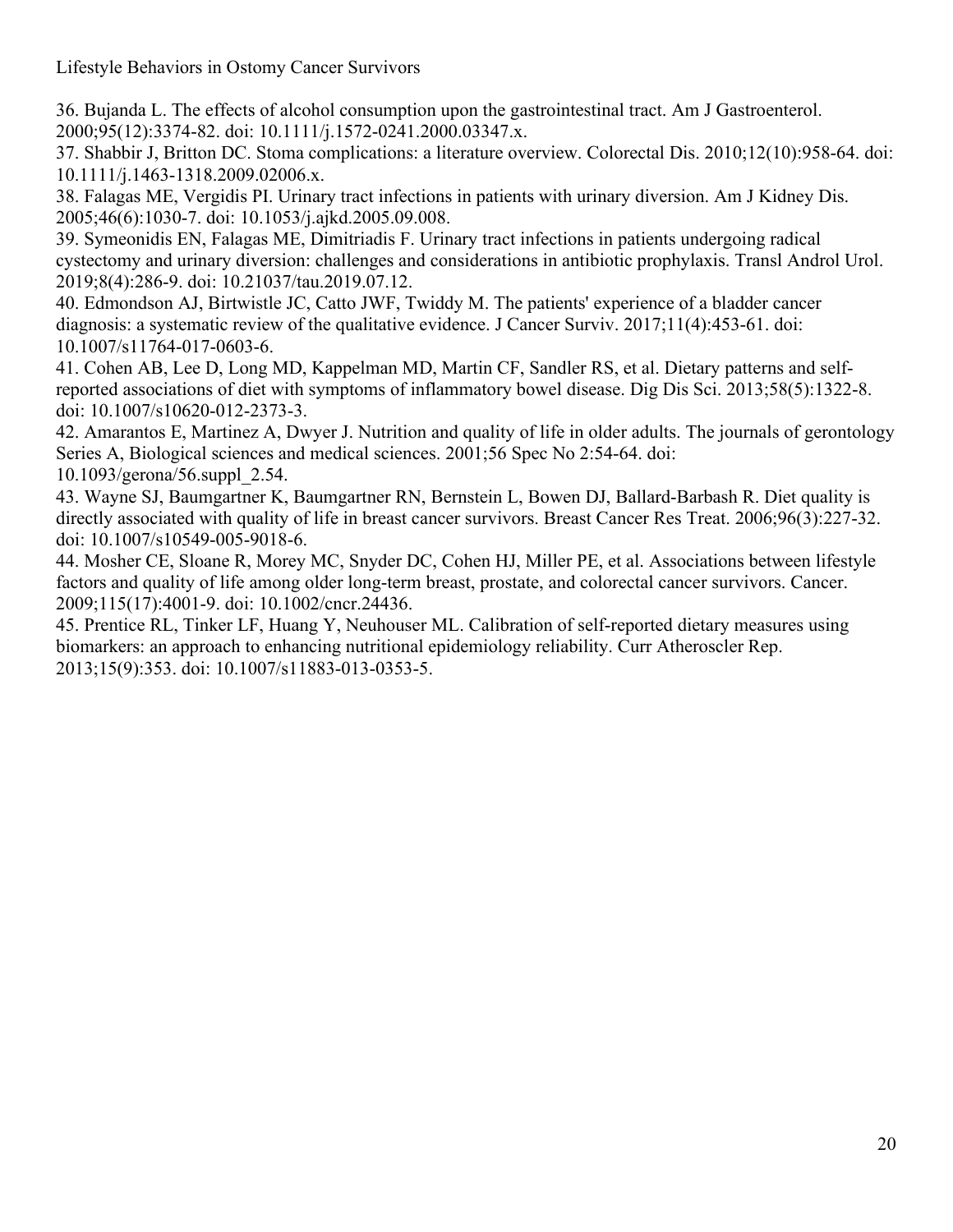36. Bujanda L. The effects of alcohol consumption upon the gastrointestinal tract. Am J Gastroenterol. 2000;95(12):3374-82. doi: 10.1111/j.1572-0241.2000.03347.x.
37. Shabbir J, Britton DC. Stoma complications: a literature overview. Colorectal Dis. 2010;12(10):958-64. doi: 10.1111/j.1463-1318.2009.02006.x.
38. Falagas ME, Vergidis PI. Urinary tract infections in patients with urinary diversion. Am J Kidney Dis. 2005;46(6):1030-7. doi: 10.1053/j.ajkd.2005.09.008.
39. Symeonidis EN, Falagas ME, Dimitriadis F. Urinary tract infections in patients undergoing radical cystectomy and urinary diversion: challenges and considerations in antibiotic prophylaxis. Transl Androl Urol. 2019;8(4):286-9. doi: 10.21037/tau.2019.07.12.
40. Edmondson AJ, Birtwistle JC, Catto JWF, Twiddy M. The patients' experience of a bladder cancer diagnosis: a systematic review of the qualitative evidence. J Cancer Surviv. 2017;11(4):453-61. doi: 10.1007/s11764-017-0603-6.
41. Cohen AB, Lee D, Long MD, Kappelman MD, Martin CF, Sandler RS, et al. Dietary patterns and self-reported associations of diet with symptoms of inflammatory bowel disease. Dig Dis Sci. 2013;58(5):1322-8. doi: 10.1007/s10620-012-2373-3.
42. Amarantos E, Martinez A, Dwyer J. Nutrition and quality of life in older adults. The journals of gerontology Series A, Biological sciences and medical sciences. 2001;56 Spec No 2:54-64. doi: 10.1093/gerona/56.suppl_2.54.
43. Wayne SJ, Baumgartner K, Baumgartner RN, Bernstein L, Bowen DJ, Ballard-Barbash R. Diet quality is directly associated with quality of life in breast cancer survivors. Breast Cancer Res Treat. 2006;96(3):227-32. doi: 10.1007/s10549-005-9018-6.
44. Mosher CE, Sloane R, Morey MC, Snyder DC, Cohen HJ, Miller PE, et al. Associations between lifestyle factors and quality of life among older long-term breast, prostate, and colorectal cancer survivors. Cancer. 2009;115(17):4001-9. doi: 10.1002/cncr.24436.
45. Prentice RL, Tinker LF, Huang Y, Neuhouser ML. Calibration of self-reported dietary measures using biomarkers: an approach to enhancing nutritional epidemiology reliability. Curr Atheroscler Rep. 2013;15(9):353. doi: 10.1007/s11883-013-0353-5.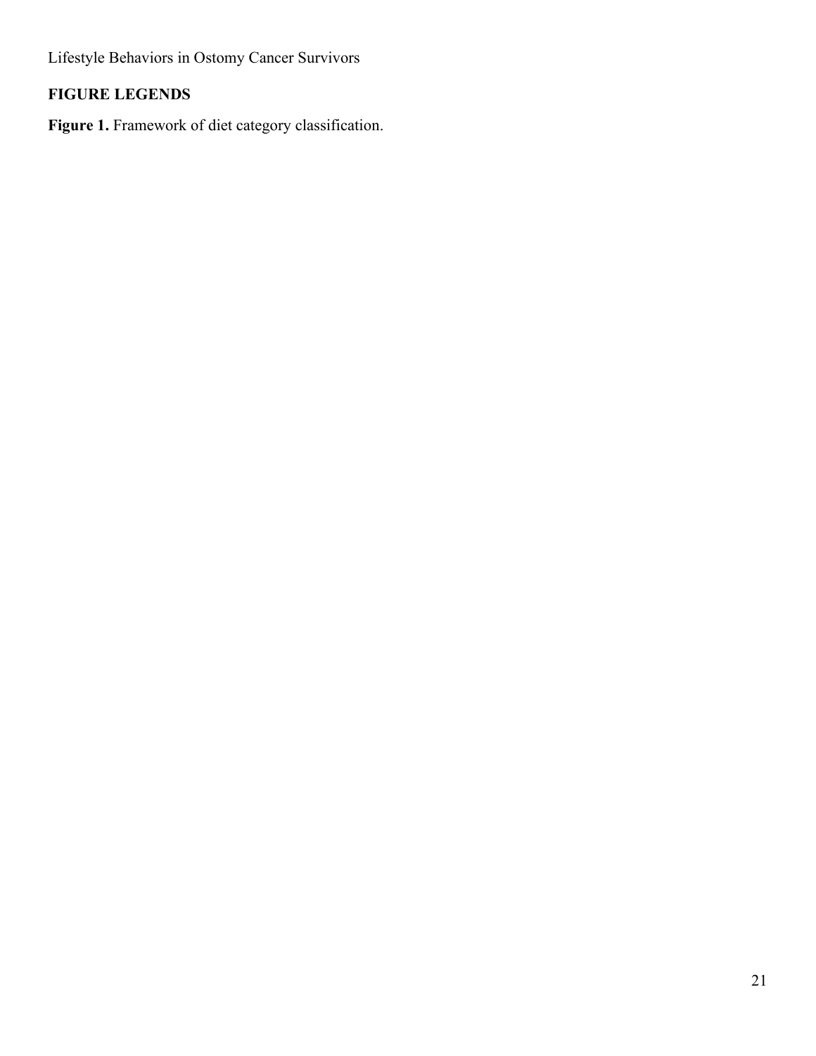## FIGURE LEGENDS

**Figure 1.** Framework of diet category classification.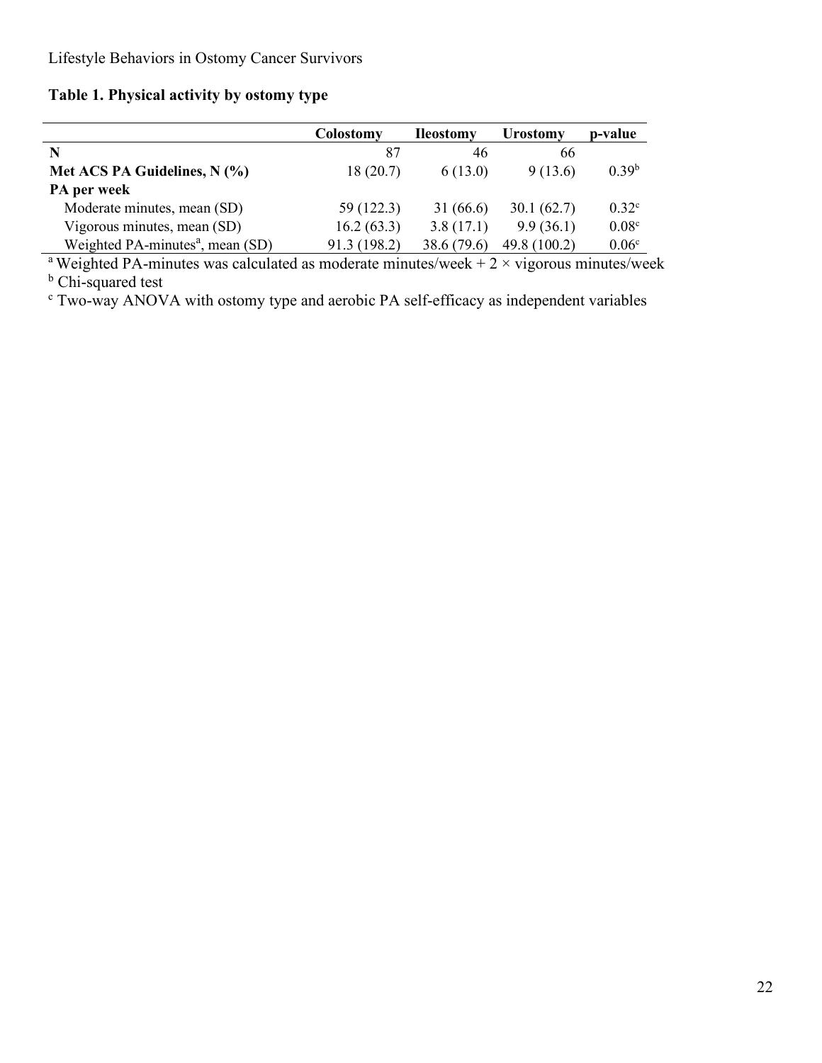**Table 1. Physical activity by ostomy type**

| | Colostomy | Ileostomy | Urostomy | p-value |
|---|---|---|---|---|
| **N** | 87 | 46 | 66 | |
| **Met ACS PA Guidelines, N (%)** | 18 (20.7) | 6 (13.0) | 9 (13.6) | 0.39[b] |
| **PA per week** | | | | |
| Moderate minutes, mean (SD) | 59 (122.3) | 31 (66.6) | 30.1 (62.7) | 0.32[c] |
| Vigorous minutes, mean (SD) | 16.2 (63.3) | 3.8 (17.1) | 9.9 (36.1) | 0.08[c] |
| Weighted PA-minutes[a], mean (SD) | 91.3 (198.2) | 38.6 (79.6) | 49.8 (100.2) | 0.06[c] |

[a] Weighted PA-minutes was calculated as moderate minutes/week + 2 × vigorous minutes/week
[b] Chi-squared test
[c] Two-way ANOVA with ostomy type and aerobic PA self-efficacy as independent variables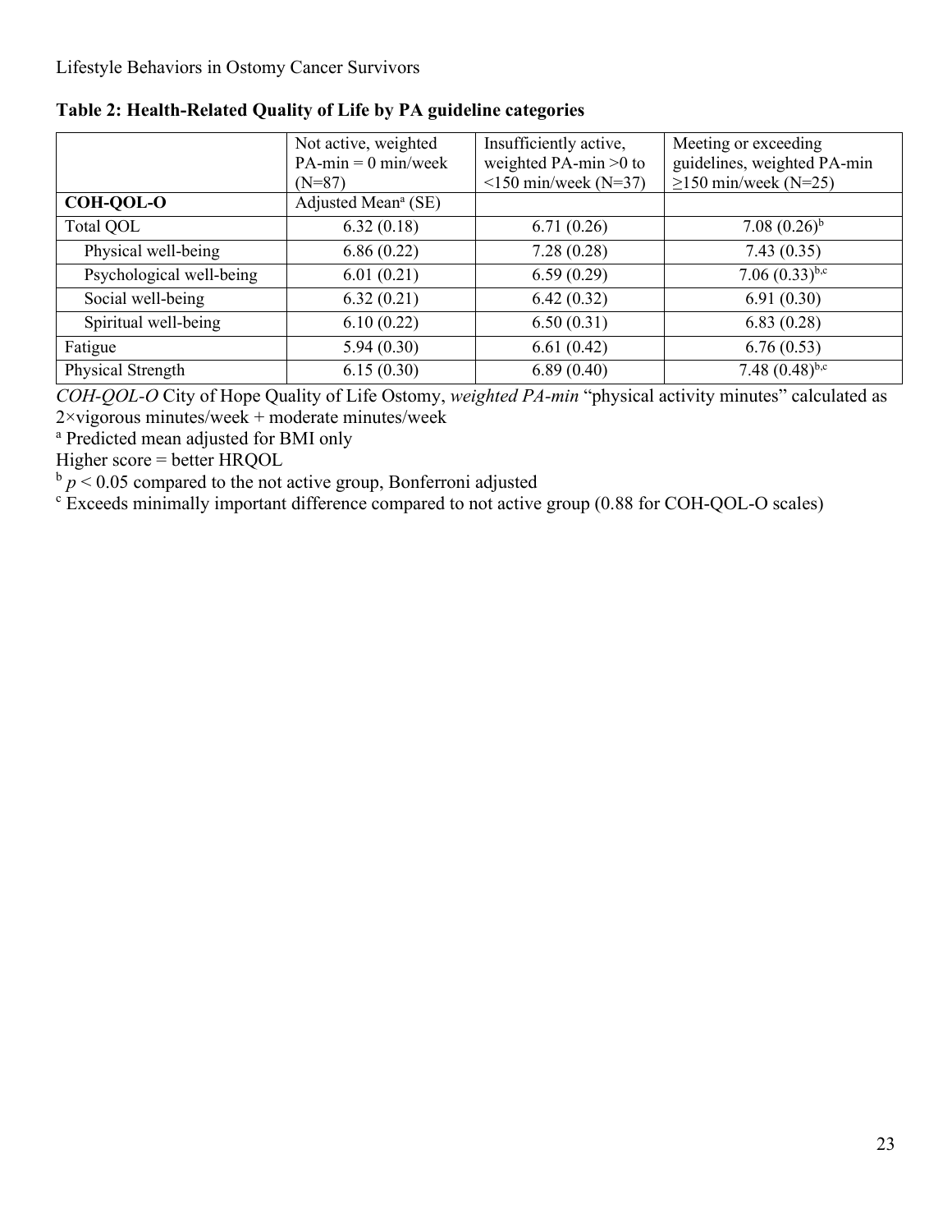**Table 2: Health-Related Quality of Life by PA guideline categories**

| | Not active, weighted PA-min = 0 min/week (N=87) | Insufficiently active, weighted PA-min >0 to <150 min/week (N=37) | Meeting or exceeding guidelines, weighted PA-min ≥150 min/week (N=25) |
|---|---|---|---|
| **COH-QOL-O** | Adjusted Mean[a] (SE) | | |
| Total QOL | 6.32 (0.18) | 6.71 (0.26) | 7.08 (0.26)[b] |
| Physical well-being | 6.86 (0.22) | 7.28 (0.28) | 7.43 (0.35) |
| Psychological well-being | 6.01 (0.21) | 6.59 (0.29) | 7.06 (0.33)[b,c] |
| Social well-being | 6.32 (0.21) | 6.42 (0.32) | 6.91 (0.30) |
| Spiritual well-being | 6.10 (0.22) | 6.50 (0.31) | 6.83 (0.28) |
| Fatigue | 5.94 (0.30) | 6.61 (0.42) | 6.76 (0.53) |
| Physical Strength | 6.15 (0.30) | 6.89 (0.40) | 7.48 (0.48)[b,c] |

*COH-QOL-O* City of Hope Quality of Life Ostomy, *weighted PA-min* "physical activity minutes" calculated as 2×vigorous minutes/week + moderate minutes/week

[a] Predicted mean adjusted for BMI only

Higher score = better HRQOL

[b] $p < 0.05$ compared to the not active group, Bonferroni adjusted

[c] Exceeds minimally important difference compared to not active group (0.88 for COH-QOL-O scales)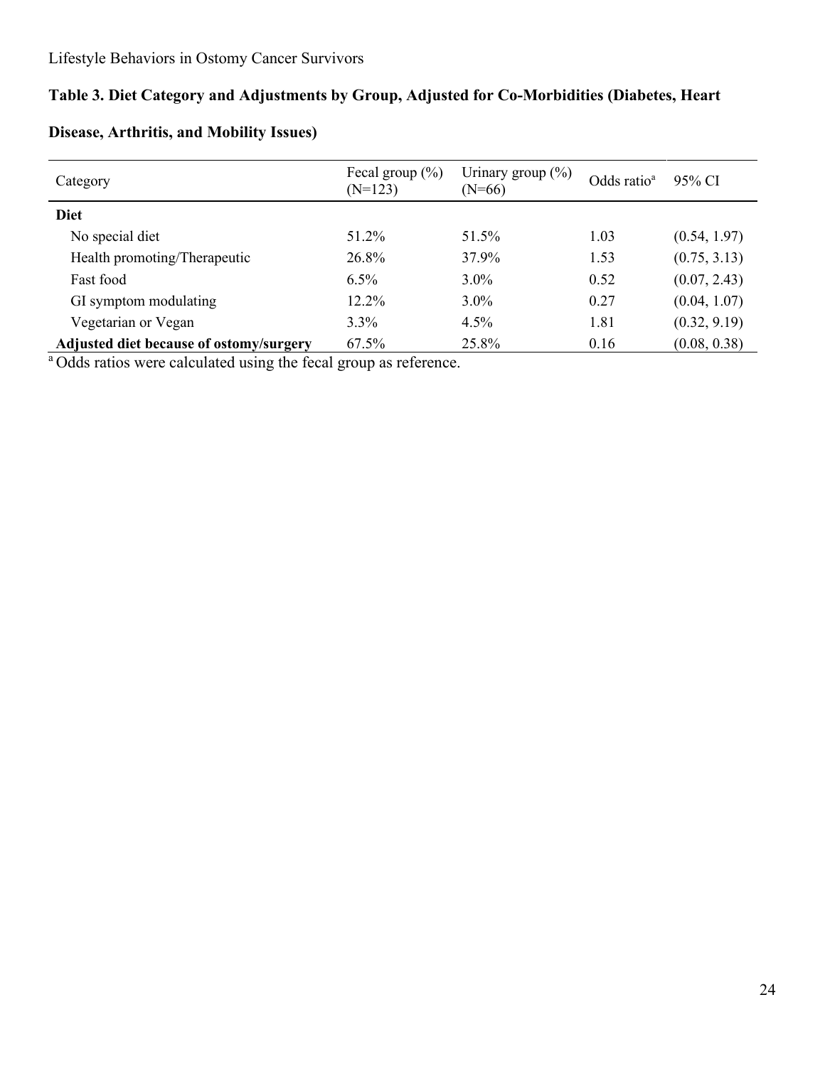**Table 3. Diet Category and Adjustments by Group, Adjusted for Co-Morbidities (Diabetes, Heart Disease, Arthritis, and Mobility Issues)**

| Category | Fecal group (%) (N=123) | Urinary group (%) (N=66) | Odds ratio[a] | 95% CI |
|---|---|---|---|---|
| **Diet** | | | | |
| No special diet | 51.2% | 51.5% | 1.03 | (0.54, 1.97) |
| Health promoting/Therapeutic | 26.8% | 37.9% | 1.53 | (0.75, 3.13) |
| Fast food | 6.5% | 3.0% | 0.52 | (0.07, 2.43) |
| GI symptom modulating | 12.2% | 3.0% | 0.27 | (0.04, 1.07) |
| Vegetarian or Vegan | 3.3% | 4.5% | 1.81 | (0.32, 9.19) |
| **Adjusted diet because of ostomy/surgery** | 67.5% | 25.8% | 0.16 | (0.08, 0.38) |

[a] Odds ratios were calculated using the fecal group as reference.